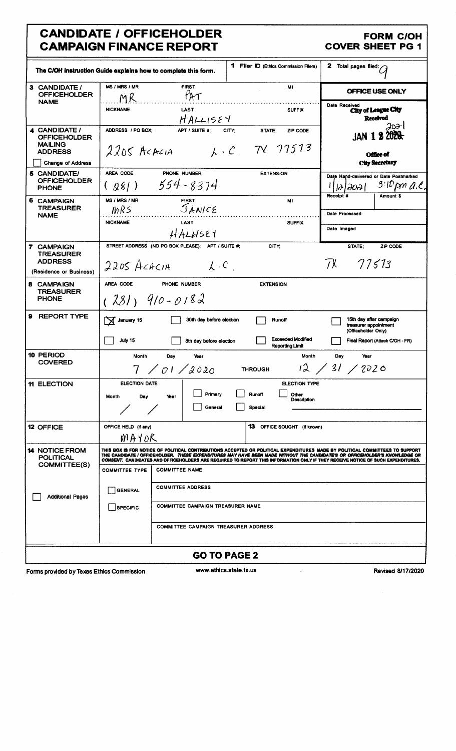# CANDIDATE / OFFICEHOLDER CAMPAIGN FINANCE REPORT

**FORM C/OH**
**COVER SHEET PG 1**

The C/OH Instruction Guide explains how to complete this form.

**1** Filer ID (Ethics Commission Filers)

**2** Total pages filed: 9

| | | | |
|---|---|---|---|
| **3 CANDIDATE / OFFICEHOLDER NAME** | MS / MRS / MR: MR | FIRST: PAT | MI: |
| | NICKNAME: | LAST: HALLISEY | SUFFIX: |
| **4 CANDIDATE / OFFICEHOLDER MAILING ADDRESS** ☐ Change of Address | ADDRESS / PO BOX: 2205 ACACIA | APT / SUITE #: | CITY: L.C. STATE: TX ZIP CODE: 77573 |
| **5 CANDIDATE/ OFFICEHOLDER PHONE** | AREA CODE: (281) | PHONE NUMBER: 554-8374 | EXTENSION: |
| **6 CAMPAIGN TREASURER NAME** | MS / MRS / MR: MRS | FIRST: JANICE | MI: |
| | NICKNAME: | LAST: HALLISEY | SUFFIX: |
| **7 CAMPAIGN TREASURER ADDRESS** (Residence or Business) | STREET ADDRESS (NO PO BOX PLEASE); APT / SUITE #: 2205 ACACIA | CITY: L.C. | STATE: TX ZIP CODE: 77573 |
| **8 CAMPAIGN TREASURER PHONE** | AREA CODE: (281) | PHONE NUMBER: 910-0182 | EXTENSION: |

**OFFICE USE ONLY**

Date Received: City of League City Received JAN 12 2021 Office of City Secretary

Date Hand-delivered or Date Postmarked: 1/12/2021 3:10pm a.e.

Receipt #

Amount $

Date Processed

Date Imaged

**9 REPORT TYPE**

- [X] January 15
- [ ] 30th day before election
- [ ] Runoff
- [ ] 15th day after campaign treasurer appointment (Officeholder Only)
- [ ] July 15
- [ ] 8th day before election
- [ ] Exceeded Modified Reporting Limit
- [ ] Final Report (Attach C/OH - FR)

**10 PERIOD COVERED**

Month / Day / Year: 7 / 01 / 2020 THROUGH Month / Day / Year: 12 / 31 / 2020

**11 ELECTION**

ELECTION DATE: Month / Day / Year: / /

ELECTION TYPE:
- [ ] Primary
- [ ] Runoff
- [ ] Other Description
- [ ] General
- [ ] Special

**12 OFFICE**

OFFICE HELD (if any): MAYOR

**13** OFFICE SOUGHT (if known):

**14 NOTICE FROM POLITICAL COMMITTEE(S)**

☐ Additional Pages

THIS BOX IS FOR NOTICE OF POLITICAL CONTRIBUTIONS ACCEPTED OR POLITICAL EXPENDITURES MADE BY POLITICAL COMMITTEES TO SUPPORT THE CANDIDATE / OFFICEHOLDER. *THESE EXPENDITURES MAY HAVE BEEN MADE WITHOUT THE CANDIDATE'S OR OFFICEHOLDER'S KNOWLEDGE OR CONSENT.* CANDIDATES AND OFFICEHOLDERS ARE REQUIRED TO REPORT THIS INFORMATION ONLY IF THEY RECEIVE NOTICE OF SUCH EXPENDITURES.

| COMMITTEE TYPE | |
|---|---|
| | COMMITTEE NAME |
| ☐ GENERAL | COMMITTEE ADDRESS |
| ☐ SPECIFIC | COMMITTEE CAMPAIGN TREASURER NAME |
| | COMMITTEE CAMPAIGN TREASURER ADDRESS |

**GO TO PAGE 2**

Forms provided by Texas Ethics Commission — www.ethics.state.tx.us — Revised 8/17/2020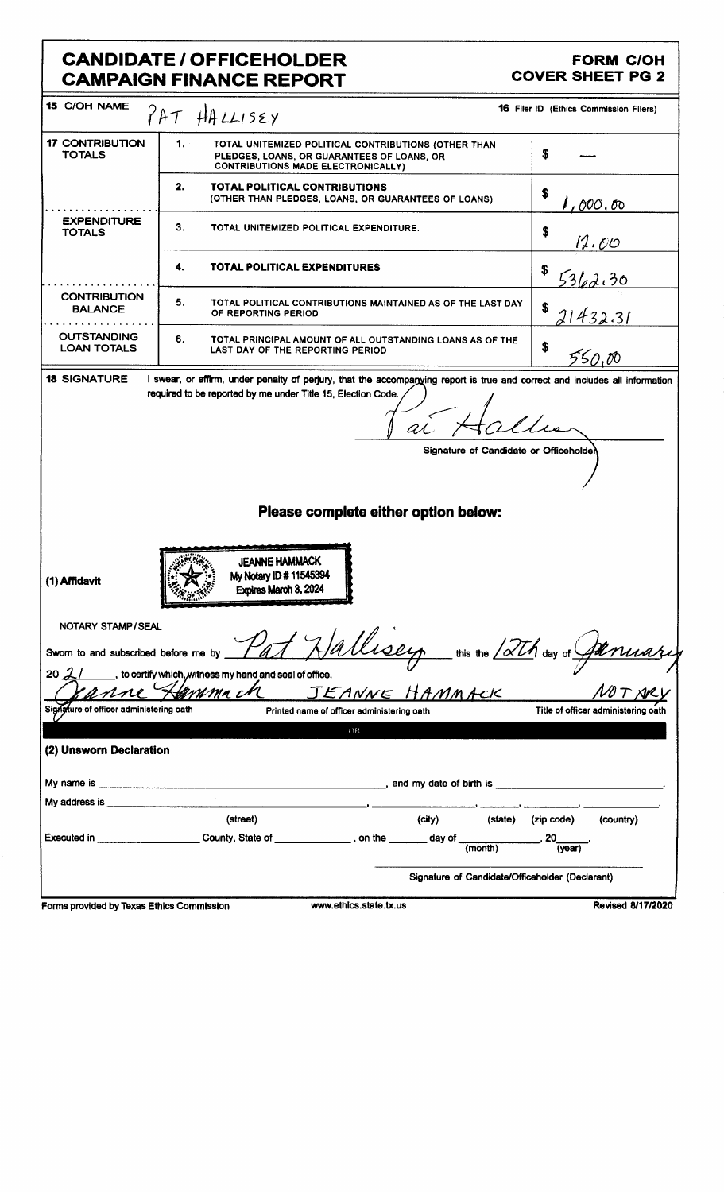# CANDIDATE / OFFICEHOLDER CAMPAIGN FINANCE REPORT

**FORM C/OH COVER SHEET PG 2**

| 15 C/OH NAME | PAT HALLISEY | 16 Filer ID (Ethics Commission Filers) |
|---|---|---|

| | | | |
|---|---|---|---|
| **17 CONTRIBUTION TOTALS** | 1. | TOTAL UNITEMIZED POLITICAL CONTRIBUTIONS (OTHER THAN PLEDGES, LOANS, OR GUARANTEES OF LOANS, OR CONTRIBUTIONS MADE ELECTRONICALLY) | $ — |
| | 2. | **TOTAL POLITICAL CONTRIBUTIONS** (OTHER THAN PLEDGES, LOANS, OR GUARANTEES OF LOANS) | $ 1,000.00 |
| **EXPENDITURE TOTALS** | 3. | TOTAL UNITEMIZED POLITICAL EXPENDITURE. | $ 12.00 |
| | 4. | **TOTAL POLITICAL EXPENDITURES** | $ 5362.30 |
| **CONTRIBUTION BALANCE** | 5. | TOTAL POLITICAL CONTRIBUTIONS MAINTAINED AS OF THE LAST DAY OF REPORTING PERIOD | $ 21432.31 |
| **OUTSTANDING LOAN TOTALS** | 6. | TOTAL PRINCIPAL AMOUNT OF ALL OUTSTANDING LOANS AS OF THE LAST DAY OF THE REPORTING PERIOD | $ 550.00 |

**18 SIGNATURE** I swear, or affirm, under penalty of perjury, that the accompanying report is true and correct and includes all information required to be reported by me under Title 15, Election Code.

Pat Hallisey

Signature of Candidate or Officeholder

## Please complete either option below:

**(1) Affidavit**

JEANNE HAMMACK
My Notary ID # 11545394
Expires March 3, 2024

NOTARY STAMP / SEAL

Sworn to and subscribed before me by Pat Hallisey this the 12th day of January 20 21, to certify which, witness my hand and seal of office.

| Jeanne Hammack | JEANNE HAMMACK | NOTARY |
|---|---|---|
| Signature of officer administering oath | Printed name of officer administering oath | Title of officer administering oath |

OR

**(2) Unsworn Declaration**

My name is ______________________, and my date of birth is ______________.

My address is ______________, ______________, ______, __________, __________.
(street) (city) (state) (zip code) (country)

Executed in ______________ County, State of ______________, on the ______ day of ______________ (month), 20____ (year).

______________________________
Signature of Candidate/Officeholder (Declarant)

Forms provided by Texas Ethics Commission www.ethics.state.tx.us Revised 8/17/2020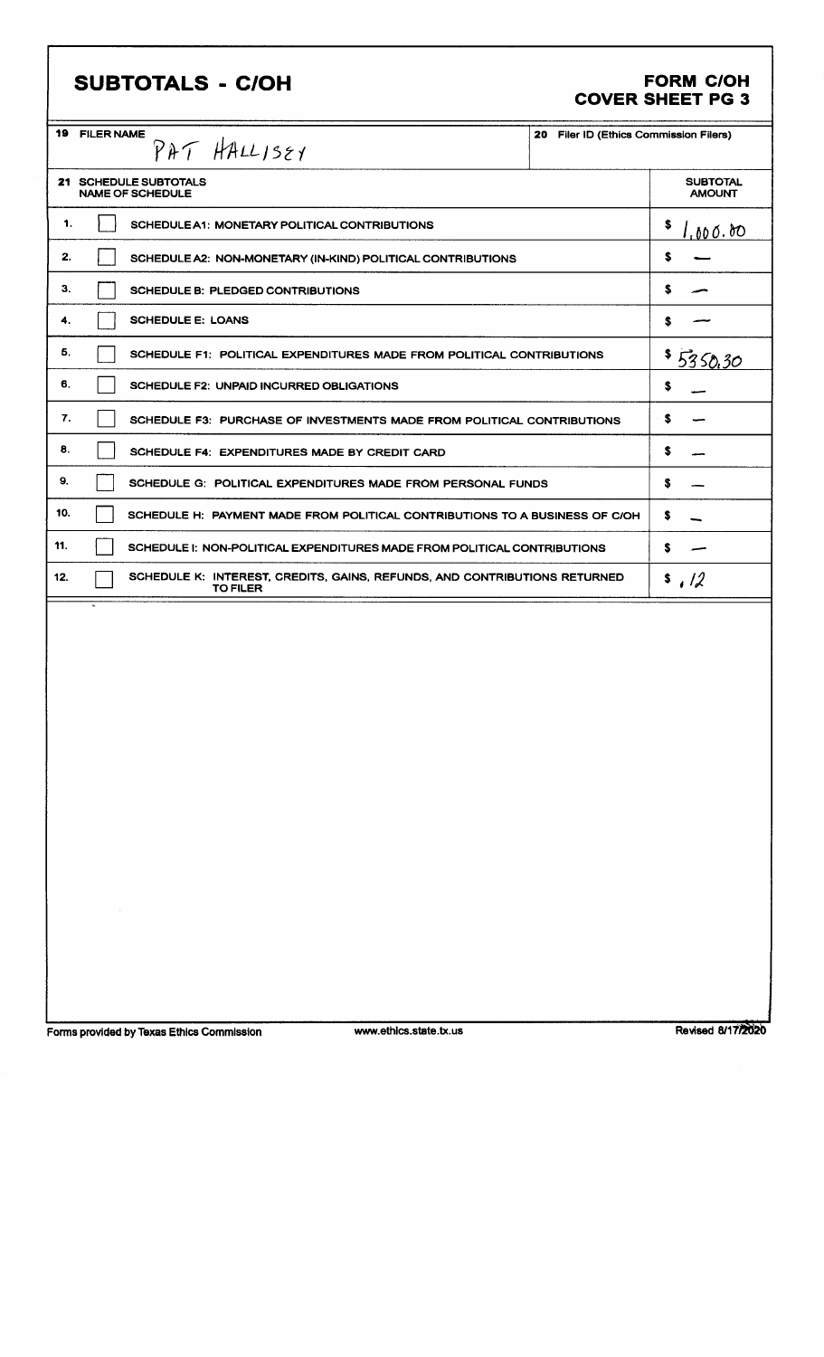# SUBTOTALS - C/OH

**FORM C/OH**
**COVER SHEET PG 3**

| 19 FILER NAME | 20 Filer ID (Ethics Commission Filers) |
|---|---|
| PAT HALLISEY | |

| 21 SCHEDULE SUBTOTALS NAME OF SCHEDULE | SUBTOTAL AMOUNT |
|---|---|
| 1. ☐ SCHEDULE A1: MONETARY POLITICAL CONTRIBUTIONS | $ 1,000.00 |
| 2. ☐ SCHEDULE A2: NON-MONETARY (IN-KIND) POLITICAL CONTRIBUTIONS | $ — |
| 3. ☐ SCHEDULE B: PLEDGED CONTRIBUTIONS | $ — |
| 4. ☐ SCHEDULE E: LOANS | $ — |
| 5. ☐ SCHEDULE F1: POLITICAL EXPENDITURES MADE FROM POLITICAL CONTRIBUTIONS | $ 5350.30 |
| 6. ☐ SCHEDULE F2: UNPAID INCURRED OBLIGATIONS | $ — |
| 7. ☐ SCHEDULE F3: PURCHASE OF INVESTMENTS MADE FROM POLITICAL CONTRIBUTIONS | $ — |
| 8. ☐ SCHEDULE F4: EXPENDITURES MADE BY CREDIT CARD | $ — |
| 9. ☐ SCHEDULE G: POLITICAL EXPENDITURES MADE FROM PERSONAL FUNDS | $ — |
| 10. ☐ SCHEDULE H: PAYMENT MADE FROM POLITICAL CONTRIBUTIONS TO A BUSINESS OF C/OH | $ — |
| 11. ☐ SCHEDULE I: NON-POLITICAL EXPENDITURES MADE FROM POLITICAL CONTRIBUTIONS | $ — |
| 12. ☐ SCHEDULE K: INTEREST, CREDITS, GAINS, REFUNDS, AND CONTRIBUTIONS RETURNED TO FILER | $ .12 |

Forms provided by Texas Ethics Commission www.ethics.state.tx.us Revised 8/17/2020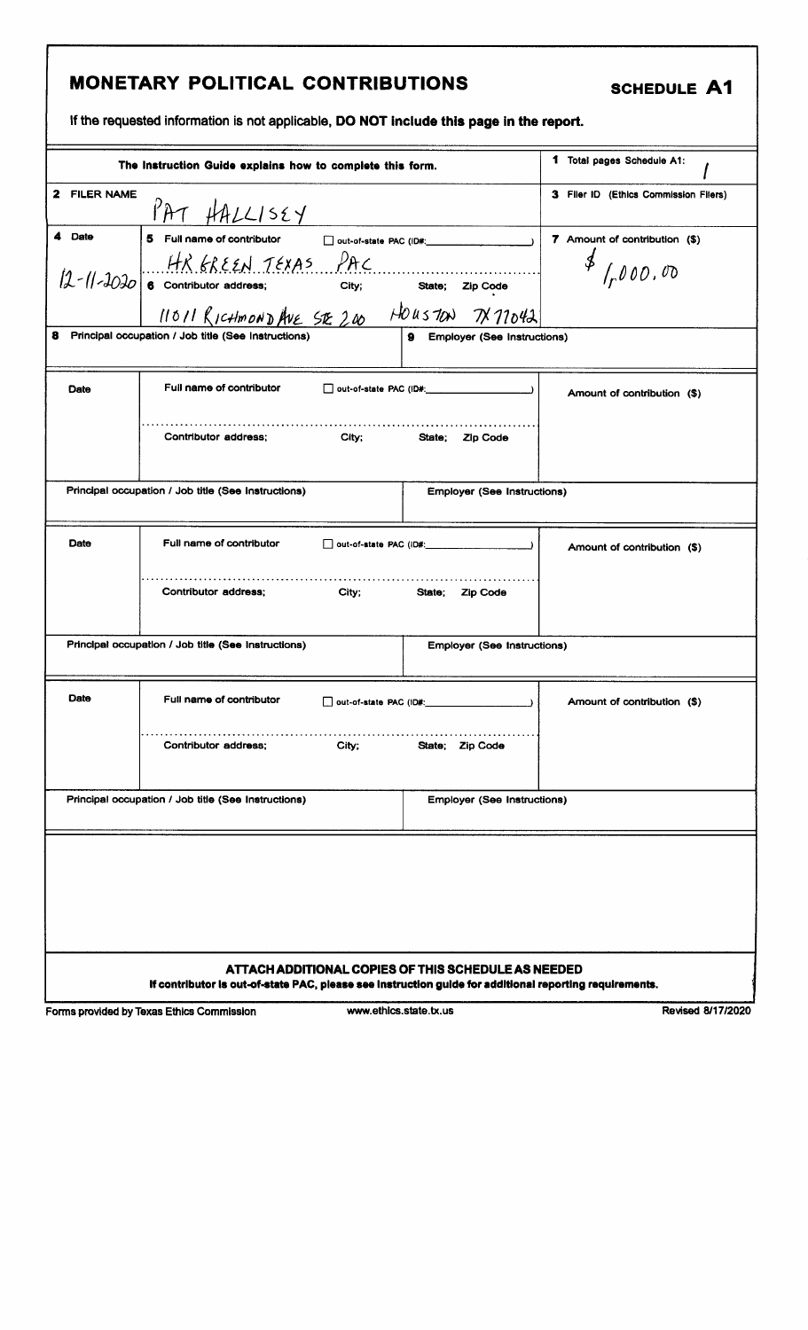# MONETARY POLITICAL CONTRIBUTIONS

**SCHEDULE A1**

If the requested information is not applicable, **DO NOT include this page in the report.**

| The Instruction Guide explains how to complete this form. | | | 1 Total pages Schedule A1: 1 |
|---|---|---|---|
| 2 FILER NAME | PAT HALLISEY | | 3 Filer ID (Ethics Commission Filers) |
| 4 Date: 12-11-2020 | 5 Full name of contributor ☐ out-of-state PAC (ID#: ) HR GREEN TEXAS PAC<br>6 Contributor address; City; State; Zip Code<br>11011 RICHMOND AVE STE 200 HOUSTON TX 77042 | | 7 Amount of contribution ($) $1,000.00 |
| 8 Principal occupation / Job title (See Instructions) | | 9 Employer (See Instructions) | |
| Date | Full name of contributor ☐ out-of-state PAC (ID#: )<br>Contributor address; City; State; Zip Code | | Amount of contribution ($) |
| Principal occupation / Job title (See Instructions) | | Employer (See Instructions) | |
| Date | Full name of contributor ☐ out-of-state PAC (ID#: )<br>Contributor address; City; State; Zip Code | | Amount of contribution ($) |
| Principal occupation / Job title (See Instructions) | | Employer (See Instructions) | |
| Date | Full name of contributor ☐ out-of-state PAC (ID#: )<br>Contributor address; City; State; Zip Code | | Amount of contribution ($) |
| Principal occupation / Job title (See Instructions) | | Employer (See Instructions) | |

**ATTACH ADDITIONAL COPIES OF THIS SCHEDULE AS NEEDED**

**If contributor is out-of-state PAC, please see instruction guide for additional reporting requirements.**

Forms provided by Texas Ethics Commission www.ethics.state.tx.us Revised 8/17/2020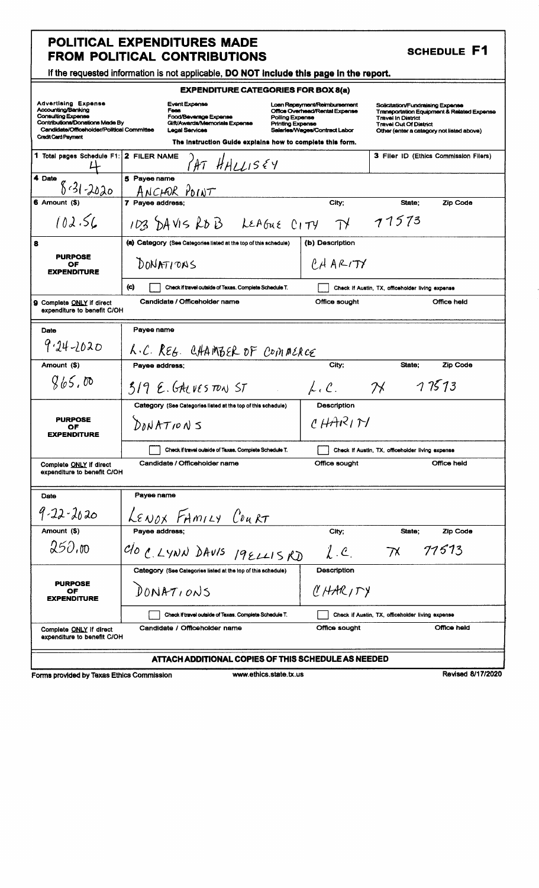# POLITICAL EXPENDITURES MADE FROM POLITICAL CONTRIBUTIONS

## SCHEDULE F1

**If the requested information is not applicable, DO NOT include this page in the report.**

### EXPENDITURE CATEGORIES FOR BOX 8(a)

| | | | |
|---|---|---|---|
| Advertising Expense | Event Expense | Loan Repayment/Reimbursement | Solicitation/Fundraising Expense |
| Accounting/Banking | Fees | Office Overhead/Rental Expense | Transportation Equipment & Related Expense |
| Consulting Expense | Food/Beverage Expense | Polling Expense | Travel In District |
| Contributions/Donations Made By Candidate/Officeholder/Political Committee | Gift/Awards/Memorials Expense | Printing Expense | Travel Out Of District |
| Credit Card Payment | Legal Services | Salaries/Wages/Contract Labor | Other (enter a category not listed above) |

The Instruction Guide explains how to complete this form.

| | | |
|---|---|---|
| **1** Total pages Schedule F1: 4 | **2** FILER NAME: PAT HALLISEY | **3** Filer ID (Ethics Commission Filers) |

---

| | | | | |
|---|---|---|---|---|
| **4** Date | **5** Payee name | | | |
| 8-31-2020 | ANCHOR POINT | | | |
| **6** Amount ($) | **7** Payee address; | City; | State; | Zip Code |
| 102.56 | 103 DAVIS RD B | LEAGUE CITY | TX | 77573 |
| **8** PURPOSE OF EXPENDITURE | (a) Category (See Categories listed at the top of this schedule) | (b) Description | | |
| | DONATIONS | CHARITY | | |
| | (c) ☐ Check if travel outside of Texas. Complete Schedule T. | ☐ Check if Austin, TX, officeholder living expense | | |
| **9** Complete ONLY if direct expenditure to benefit C/OH | Candidate / Officeholder name | Office sought | Office held | |

---

| | | | | |
|---|---|---|---|---|
| Date | Payee name | | | |
| 9-24-2020 | L.C. REG. CHAMBER OF COMMERCE | | | |
| Amount ($) | Payee address; | City; | State; | Zip Code |
| 865.00 | 319 E. GALVESTON ST | L.C. | TX | 77573 |
| PURPOSE OF EXPENDITURE | Category (See Categories listed at the top of this schedule) | Description | | |
| | DONATIONS | CHARITY | | |
| | ☐ Check if travel outside of Texas. Complete Schedule T. | ☐ Check if Austin, TX, officeholder living expense | | |
| Complete ONLY if direct expenditure to benefit C/OH | Candidate / Officeholder name | Office sought | Office held | |

---

| | | | | |
|---|---|---|---|---|
| Date | Payee name | | | |
| 9-22-2020 | LENOX FAMILY COURT | | | |
| Amount ($) | Payee address; | City; | State; | Zip Code |
| 250.00 | c/o C. LYNN DAVIS 19 ELLIS RD | L.C. | TX | 77573 |
| PURPOSE OF EXPENDITURE | Category (See Categories listed at the top of this schedule) | Description | | |
| | DONATIONS | CHARITY | | |
| | ☐ Check if travel outside of Texas. Complete Schedule T. | ☐ Check if Austin, TX, officeholder living expense | | |
| Complete ONLY if direct expenditure to benefit C/OH | Candidate / Officeholder name | Office sought | Office held | |

**ATTACH ADDITIONAL COPIES OF THIS SCHEDULE AS NEEDED**

Forms provided by Texas Ethics Commission www.ethics.state.tx.us Revised 8/17/2020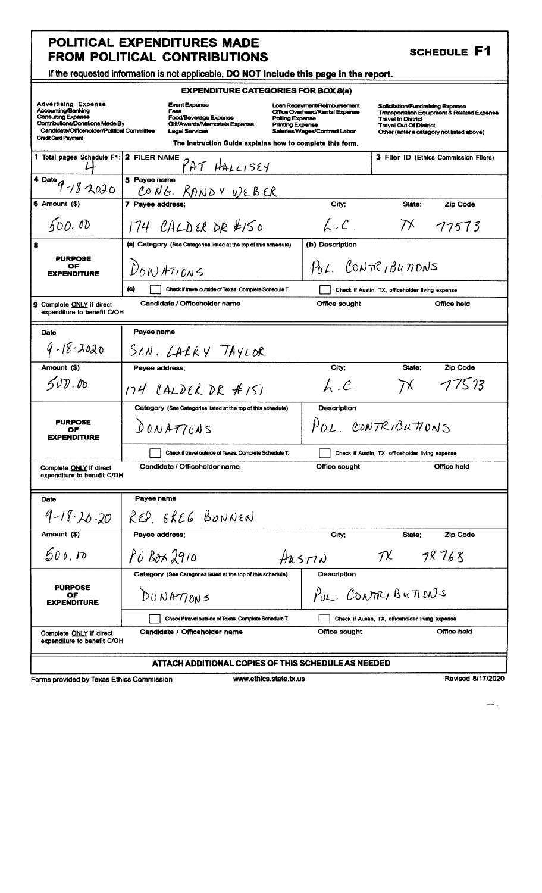# POLITICAL EXPENDITURES MADE FROM POLITICAL CONTRIBUTIONS

**SCHEDULE F1**

If the requested information is not applicable, **DO NOT include this page in the report.**

## EXPENDITURE CATEGORIES FOR BOX 8(a)

| | | | |
|---|---|---|---|
| Advertising Expense | Event Expense | Loan Repayment/Reimbursement | Solicitation/Fundraising Expense |
| Accounting/Banking | Fees | Office Overhead/Rental Expense | Transportation Equipment & Related Expense |
| Consulting Expense | Food/Beverage Expense | Polling Expense | Travel In District |
| Contributions/Donations Made By Candidate/Officeholder/Political Committee | Gift/Awards/Memorials Expense | Printing Expense | Travel Out Of District |
| Credit Card Payment | Legal Services | Salaries/Wages/Contract Labor | Other (enter a category not listed above) |

The Instruction Guide explains how to complete this form.

| | | |
|---|---|---|
| 1 Total pages Schedule F1: 4 | 2 FILER NAME: PAT HALLISEY | 3 Filer ID (Ethics Commission Filers) |

| Field | Value |
|---|---|
| 4 Date | 9-18 2020 |
| 5 Payee name | CONG. RANDY WEBER |
| 6 Amount ($) | 500.00 |
| 7 Payee address; City; State; Zip Code | 174 CALDER DR #150, L.C., TX 77573 |
| 8 Purpose of Expenditure (a) Category | DONATIONS |
| (b) Description | POL. CONTRIBUTIONS |
| (c) | ☐ Check if travel outside of Texas. Complete Schedule T. ☐ Check if Austin, TX, officeholder living expense |
| 9 Complete ONLY if direct expenditure to benefit C/OH | Candidate / Officeholder name: — Office sought: — Office held: — |

| Field | Value |
|---|---|
| Date | 9-18-2020 |
| Payee name | SEN. LARRY TAYLOR |
| Amount ($) | 500.00 |
| Payee address; City; State; Zip Code | 174 CALDER DR #151, L.C., TX 77573 |
| Purpose of Expenditure Category | DONATIONS |
| Description | POL. CONTRIBUTIONS |
| | ☐ Check if travel outside of Texas. Complete Schedule T. ☐ Check if Austin, TX, officeholder living expense |
| Complete ONLY if direct expenditure to benefit C/OH | Candidate / Officeholder name: — Office sought: — Office held: — |

| Field | Value |
|---|---|
| Date | 9-18-20-20 |
| Payee name | REP. GREG BONNEN |
| Amount ($) | 500.00 |
| Payee address; City; State; Zip Code | PO BOX 2910, AUSTIN, TX 78768 |
| Purpose of Expenditure Category | DONATIONS |
| Description | POL. CONTRIBUTIONS |
| | ☐ Check if travel outside of Texas. Complete Schedule T. ☐ Check if Austin, TX, officeholder living expense |
| Complete ONLY if direct expenditure to benefit C/OH | Candidate / Officeholder name: — Office sought: — Office held: — |

**ATTACH ADDITIONAL COPIES OF THIS SCHEDULE AS NEEDED**

Forms provided by Texas Ethics Commission    www.ethics.state.tx.us    Revised 8/17/2020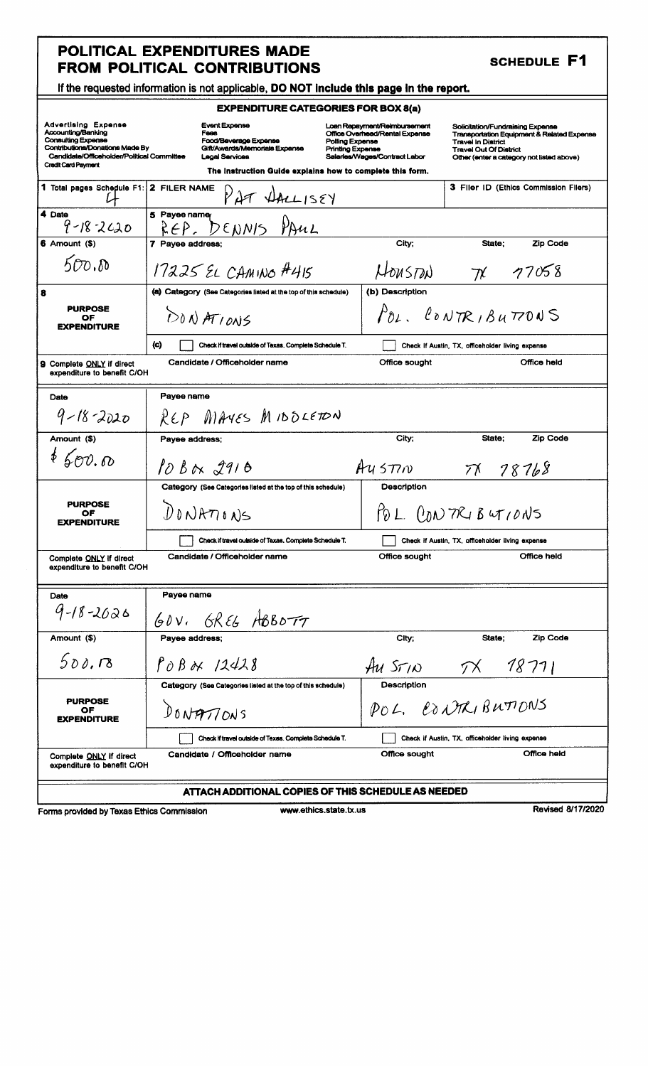# POLITICAL EXPENDITURES MADE FROM POLITICAL CONTRIBUTIONS

**SCHEDULE F1**

**If the requested information is not applicable, DO NOT include this page in the report.**

### EXPENDITURE CATEGORIES FOR BOX 8(a)

| | | | |
|---|---|---|---|
| **Advertising Expense** | Event Expense | Loan Repayment/Reimbursement | Solicitation/Fundraising Expense |
| Accounting/Banking | Fees | Office Overhead/Rental Expense | Transportation Equipment & Related Expense |
| Consulting Expense | Food/Beverage Expense | Polling Expense | Travel In District |
| Contributions/Donations Made By Candidate/Officeholder/Political Committee | Gift/Awards/Memorials Expense | Printing Expense | Travel Out Of District |
| Credit Card Payment | Legal Services | Salaries/Wages/Contract Labor | Other (enter a category not listed above) |

The Instruction Guide explains how to complete this form.

| | | |
|---|---|---|
| **1** Total pages Schedule F1: 4 | **2** FILER NAME: PAT HALLISEY | **3** Filer ID (Ethics Commission Filers) |

| Field | Entry |
|---|---|
| **4** Date | 9-18-2020 |
| **5** Payee name | REP. DENNIS PAUL |
| **6** Amount ($) | 500.00 |
| **7** Payee address; City; State; Zip Code | 17225 EL CAMINO #415, HOUSTON, TX 77058 |
| **8** PURPOSE OF EXPENDITURE — (a) Category | DONATIONS |
| (b) Description | POL. CONTRIBUTIONS |
| (c) | ☐ Check if travel outside of Texas. Complete Schedule T. ☐ Check if Austin, TX, officeholder living expense |
| **9** Complete ONLY if direct expenditure to benefit C/OH — Candidate / Officeholder name; Office sought; Office held | |

| Field | Entry |
|---|---|
| Date | 9-18-2020 |
| Payee name | REP MAYES MIDDLETON |
| Amount ($) | $600.00 |
| Payee address; City; State; Zip Code | PO BOX 2910, AUSTIN, TX 78768 |
| PURPOSE OF EXPENDITURE — Category | DONATIONS |
| Description | POL. CONTRIBUTIONS |
| | ☐ Check if travel outside of Texas. Complete Schedule T. ☐ Check if Austin, TX, officeholder living expense |
| Complete ONLY if direct expenditure to benefit C/OH — Candidate / Officeholder name; Office sought; Office held | |

| Field | Entry |
|---|---|
| Date | 9-18-2020 |
| Payee name | GOV. GREG ABBOTT |
| Amount ($) | 500.00 |
| Payee address; City; State; Zip Code | PO BOX 12428, AUSTIN, TX 78711 |
| PURPOSE OF EXPENDITURE — Category | DONATIONS |
| Description | POL. CONTRIBUTIONS |
| | ☐ Check if travel outside of Texas. Complete Schedule T. ☐ Check if Austin, TX, officeholder living expense |
| Complete ONLY if direct expenditure to benefit C/OH — Candidate / Officeholder name; Office sought; Office held | |

**ATTACH ADDITIONAL COPIES OF THIS SCHEDULE AS NEEDED**

Forms provided by Texas Ethics Commission    www.ethics.state.tx.us    Revised 8/17/2020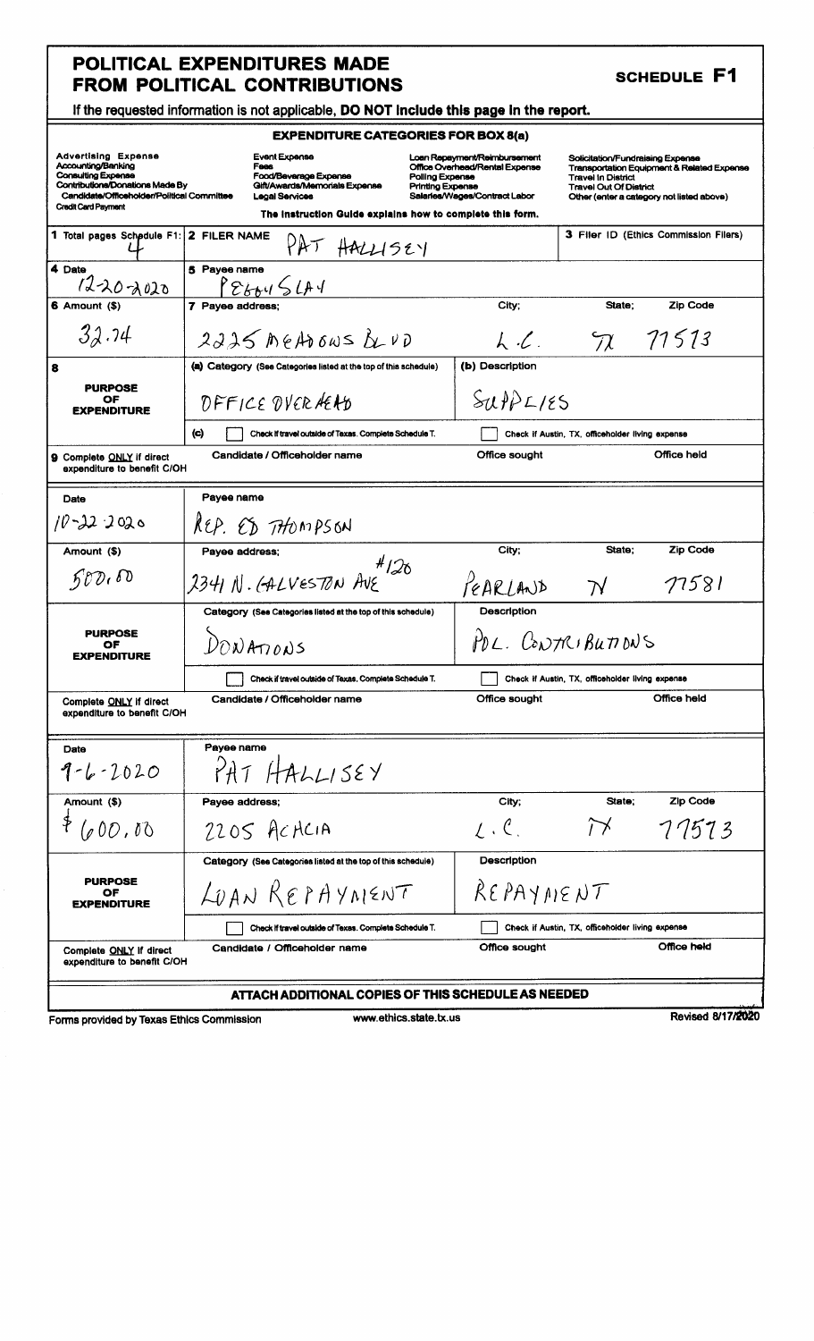# POLITICAL EXPENDITURES MADE FROM POLITICAL CONTRIBUTIONS

## SCHEDULE F1

**If the requested information is not applicable, DO NOT include this page in the report.**

### EXPENDITURE CATEGORIES FOR BOX 8(a)

| | | | |
|---|---|---|---|
| Advertising Expense | Event Expense | Loan Repayment/Reimbursement | Solicitation/Fundraising Expense |
| Accounting/Banking | Fees | Office Overhead/Rental Expense | Transportation Equipment & Related Expense |
| Consulting Expense | Food/Beverage Expense | Polling Expense | Travel In District |
| Contributions/Donations Made By Candidate/Officeholder/Political Committee | Gift/Awards/Memorials Expense | Printing Expense | Travel Out Of District |
| Credit Card Payment | Legal Services | Salaries/Wages/Contract Labor | Other (enter a category not listed above) |

The Instruction Guide explains how to complete this form.

**1** Total pages Schedule F1: 4

**2** FILER NAME: PAT HALLISEY

**3** Filer ID (Ethics Commission Filers):

---

| | | | | |
|---|---|---|---|---|
| **4** Date | **5** Payee name | | | |
| 12-20-2020 | PEGGY SLAY | | | |
| **6** Amount ($) | **7** Payee address; | City; | State; | Zip Code |
| 32.74 | 2225 MEADOWS BLVD | L.C. | TX | 77573 |
| **8** PURPOSE OF EXPENDITURE | (a) Category: OFFICE OVERHEAD | (b) Description: SUPPLIES | | |
| | (c) ☐ Check if travel outside of Texas. Complete Schedule T. | ☐ Check if Austin, TX, officeholder living expense | | |
| **9** Complete ONLY if direct expenditure to benefit C/OH | Candidate / Officeholder name: | Office sought: | Office held: | |

---

| | | | | |
|---|---|---|---|---|
| Date | Payee name | | | |
| 10-22-2020 | REP. ED THOMPSON | | | |
| Amount ($) | Payee address; | City; | State; | Zip Code |
| 500.00 | 2341 N. GALVESTON AVE #120 | PEARLAND | TX | 77581 |
| PURPOSE OF EXPENDITURE | Category: DONATIONS | Description: POL. CONTRIBUTIONS | | |
| | ☐ Check if travel outside of Texas. Complete Schedule T. | ☐ Check if Austin, TX, officeholder living expense | | |
| Complete ONLY if direct expenditure to benefit C/OH | Candidate / Officeholder name: | Office sought: | Office held: | |

---

| | | | | |
|---|---|---|---|---|
| Date | Payee name | | | |
| 9-6-2020 | PAT HALLISEY | | | |
| Amount ($) | Payee address; | City; | State; | Zip Code |
| $600.00 | 2205 ACACIA | L.C. | TX | 77573 |
| PURPOSE OF EXPENDITURE | Category: LOAN REPAYMENT | Description: REPAYMENT | | |
| | ☐ Check if travel outside of Texas. Complete Schedule T. | ☐ Check if Austin, TX, officeholder living expense | | |
| Complete ONLY if direct expenditure to benefit C/OH | Candidate / Officeholder name: | Office sought: | Office held: | |

**ATTACH ADDITIONAL COPIES OF THIS SCHEDULE AS NEEDED**

Forms provided by Texas Ethics Commission — www.ethics.state.tx.us — Revised 8/17/2020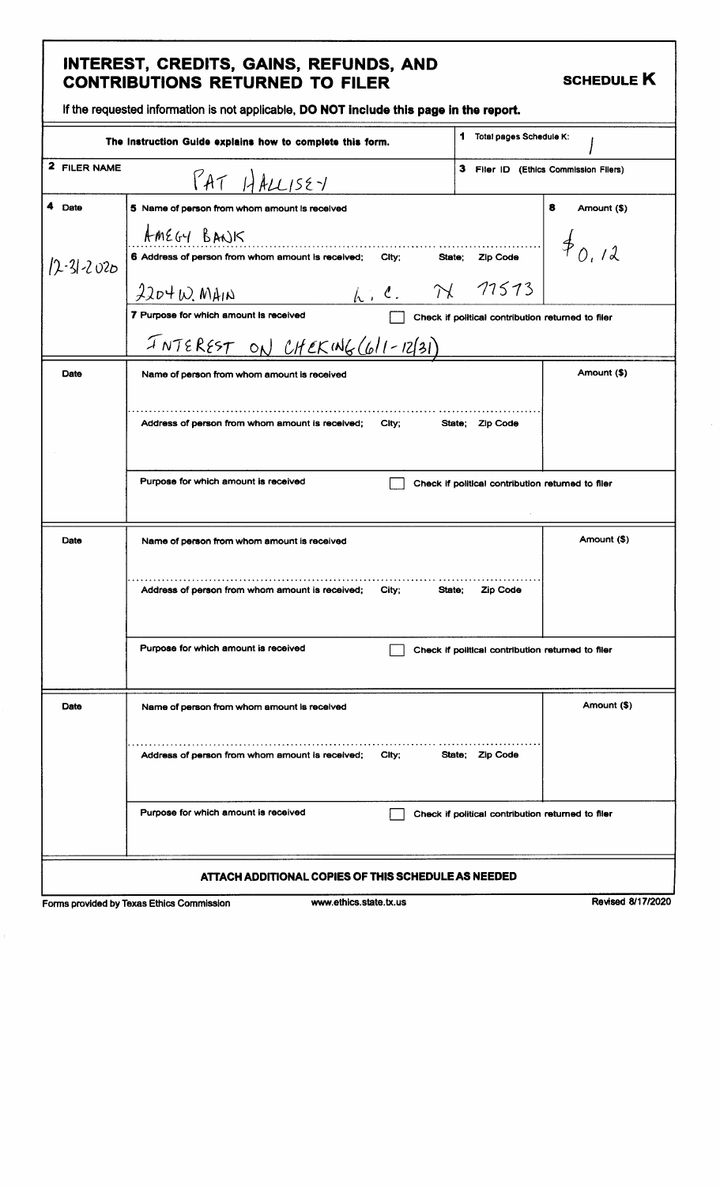# INTEREST, CREDITS, GAINS, REFUNDS, AND CONTRIBUTIONS RETURNED TO FILER

**SCHEDULE K**

**If the requested information is not applicable, DO NOT include this page in the report.**

The Instruction Guide explains how to complete this form.

**1** Total pages Schedule K: 1

**2** FILER NAME: PAT HALLISEY

**3** Filer ID (Ethics Commission Filers):

| | | |
|---|---|---|
| **4** Date<br>12-31-2020 | **5** Name of person from whom amount is received<br>AMEGY BANK<br>**6** Address of person from whom amount is received; City; State; Zip Code<br>2204 W. MAIN L.C. TX 77573<br>**7** Purpose for which amount is received ☐ Check if political contribution returned to filer<br>INTEREST ON CHECKING (6/1-12/31) | **8** Amount ($)<br>$0.12 |
| Date | Name of person from whom amount is received<br>Address of person from whom amount is received; City; State; Zip Code<br>Purpose for which amount is received ☐ Check if political contribution returned to filer | Amount ($) |
| Date | Name of person from whom amount is received<br>Address of person from whom amount is received; City; State; Zip Code<br>Purpose for which amount is received ☐ Check if political contribution returned to filer | Amount ($) |
| Date | Name of person from whom amount is received<br>Address of person from whom amount is received; City; State; Zip Code<br>Purpose for which amount is received ☐ Check if political contribution returned to filer | Amount ($) |

**ATTACH ADDITIONAL COPIES OF THIS SCHEDULE AS NEEDED**

Forms provided by Texas Ethics Commission www.ethics.state.tx.us Revised 8/17/2020